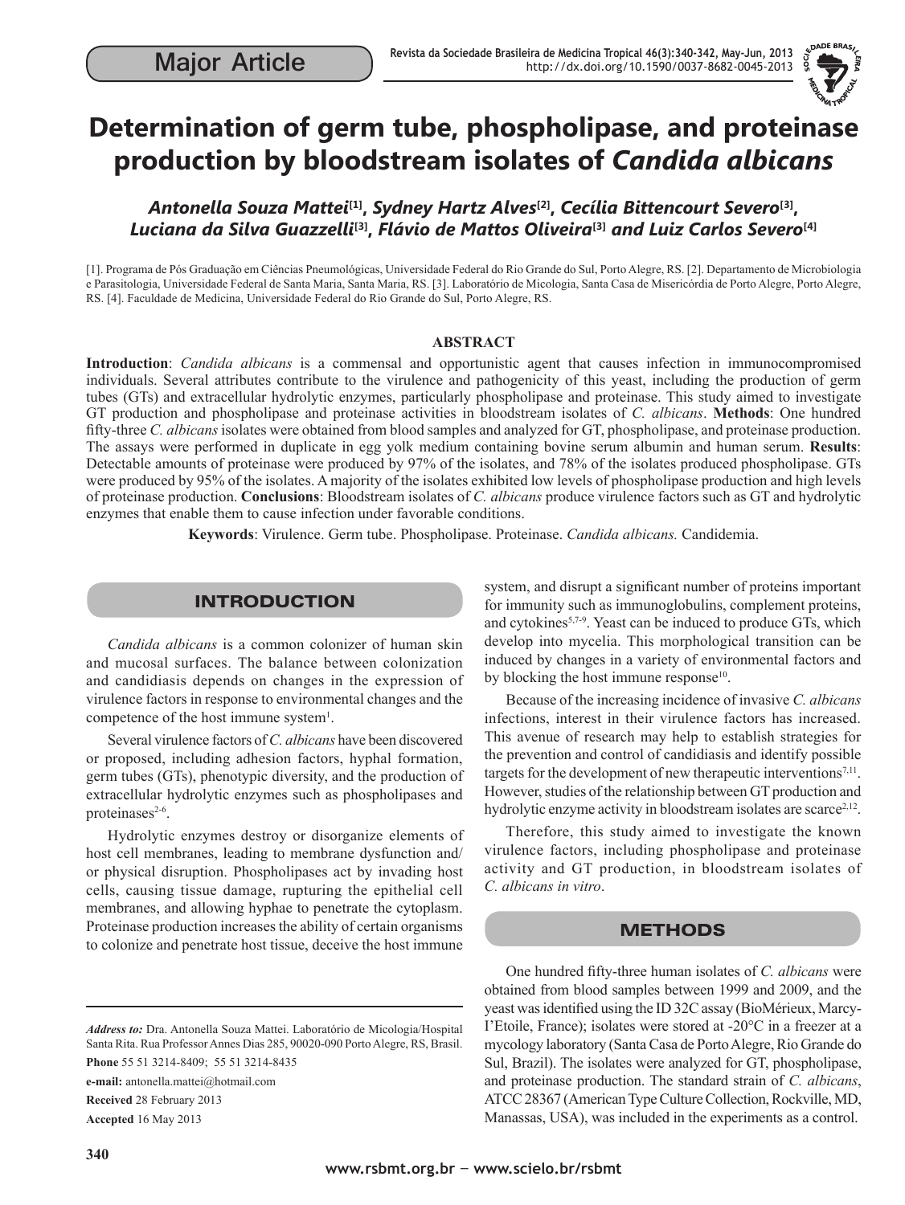Major Article

# Determination of germ tube, phospholipase, and proteinase production by bloodstream isolates of *Candida albicans*

***Antonella Souza Mattei*[1], *Sydney Hartz Alves*[2], *Cecília Bittencourt Severo*[3], *Luciana da Silva Guazzelli*[3], *Flávio de Mattos Oliveira*[3] and *Luiz Carlos Severo*[4]**

[1]. Programa de Pós Graduação em Ciências Pneumológicas, Universidade Federal do Rio Grande do Sul, Porto Alegre, RS. [2]. Departamento de Microbiologia e Parasitologia, Universidade Federal de Santa Maria, Santa Maria, RS. [3]. Laboratório de Micologia, Santa Casa de Misericórdia de Porto Alegre, Porto Alegre, RS. [4]. Faculdade de Medicina, Universidade Federal do Rio Grande do Sul, Porto Alegre, RS.

## ABSTRACT

**Introduction**: *Candida albicans* is a commensal and opportunistic agent that causes infection in immunocompromised individuals. Several attributes contribute to the virulence and pathogenicity of this yeast, including the production of germ tubes (GTs) and extracellular hydrolytic enzymes, particularly phospholipase and proteinase. This study aimed to investigate GT production and phospholipase and proteinase activities in bloodstream isolates of *C. albicans*. **Methods**: One hundred fifty-three *C. albicans* isolates were obtained from blood samples and analyzed for GT, phospholipase, and proteinase production. The assays were performed in duplicate in egg yolk medium containing bovine serum albumin and human serum. **Results**: Detectable amounts of proteinase were produced by 97% of the isolates, and 78% of the isolates produced phospholipase. GTs were produced by 95% of the isolates. A majority of the isolates exhibited low levels of phospholipase production and high levels of proteinase production. **Conclusions**: Bloodstream isolates of *C. albicans* produce virulence factors such as GT and hydrolytic enzymes that enable them to cause infection under favorable conditions.

**Keywords**: Virulence. Germ tube. Phospholipase. Proteinase. *Candida albicans.* Candidemia.

## INTRODUCTION

*Candida albicans* is a common colonizer of human skin and mucosal surfaces. The balance between colonization and candidiasis depends on changes in the expression of virulence factors in response to environmental changes and the competence of the host immune system[1].

Several virulence factors of *C. albicans* have been discovered or proposed, including adhesion factors, hyphal formation, germ tubes (GTs), phenotypic diversity, and the production of extracellular hydrolytic enzymes such as phospholipases and proteinases[2-6].

Hydrolytic enzymes destroy or disorganize elements of host cell membranes, leading to membrane dysfunction and/or physical disruption. Phospholipases act by invading host cells, causing tissue damage, rupturing the epithelial cell membranes, and allowing hyphae to penetrate the cytoplasm. Proteinase production increases the ability of certain organisms to colonize and penetrate host tissue, deceive the host immune system, and disrupt a significant number of proteins important for immunity such as immunoglobulins, complement proteins, and cytokines[5,7-9]. Yeast can be induced to produce GTs, which develop into mycelia. This morphological transition can be induced by changes in a variety of environmental factors and by blocking the host immune response[10].

Because of the increasing incidence of invasive *C. albicans* infections, interest in their virulence factors has increased. This avenue of research may help to establish strategies for the prevention and control of candidiasis and identify possible targets for the development of new therapeutic interventions[7,11]. However, studies of the relationship between GT production and hydrolytic enzyme activity in bloodstream isolates are scarce[2,12].

Therefore, this study aimed to investigate the known virulence factors, including phospholipase and proteinase activity and GT production, in bloodstream isolates of *C. albicans in vitro*.

## METHODS

One hundred fifty-three human isolates of *C. albicans* were obtained from blood samples between 1999 and 2009, and the yeast was identified using the ID 32C assay (BioMérieux, Marcy-l'Etoile, France); isolates were stored at -20°C in a freezer at a mycology laboratory (Santa Casa de Porto Alegre, Rio Grande do Sul, Brazil). The isolates were analyzed for GT, phospholipase, and proteinase production. The standard strain of *C. albicans*, ATCC 28367 (American Type Culture Collection, Rockville, MD, Manassas, USA), was included in the experiments as a control.

*Address to:* Dra. Antonella Souza Mattei. Laboratório de Micologia/Hospital Santa Rita. Rua Professor Annes Dias 285, 90020-090 Porto Alegre, RS, Brasil.
**Phone** 55 51 3214-8409; 55 51 3214-8435
**e-mail:** antonella.mattei@hotmail.com
**Received** 28 February 2013
**Accepted** 16 May 2013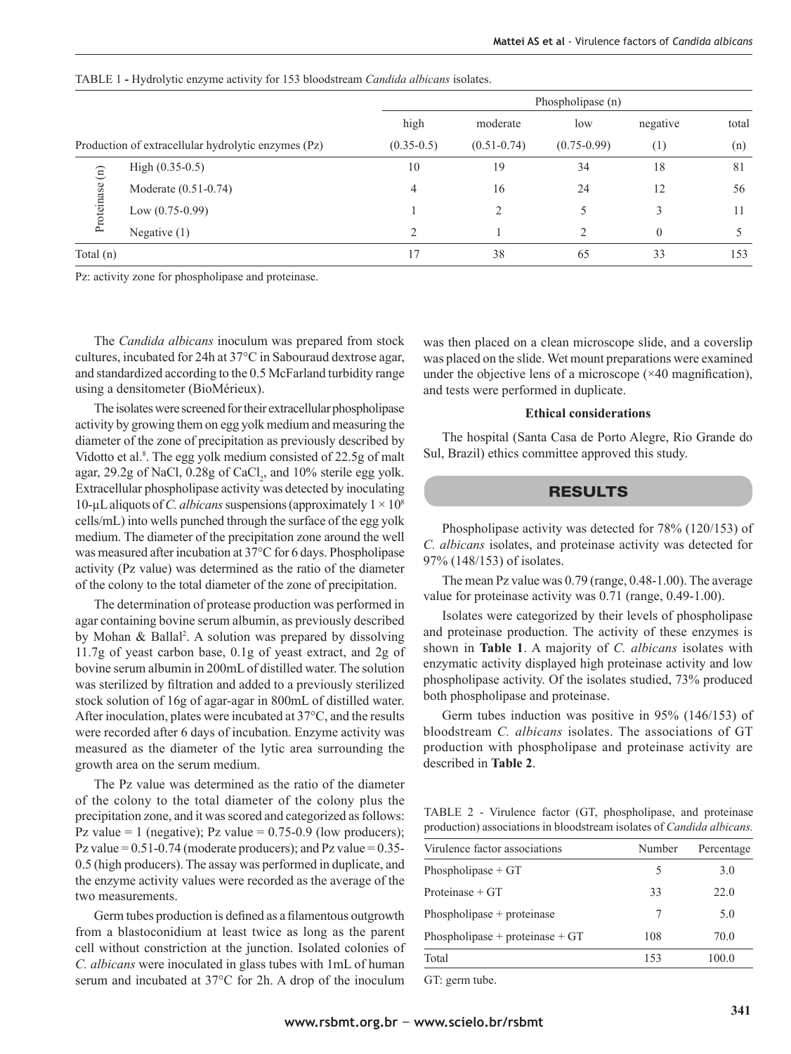TABLE 1 - Hydrolytic enzyme activity for 153 bloodstream *Candida albicans* isolates.

| | | Phospholipase (n) | | | | |
|---|---|---|---|---|---|---|
| Production of extracellular hydrolytic enzymes (Pz) | | high (0.35-0.5) | moderate (0.51-0.74) | low (0.75-0.99) | negative (1) | total (n) |
| Proteinase (n) | High (0.35-0.5) | 10 | 19 | 34 | 18 | 81 |
| | Moderate (0.51-0.74) | 4 | 16 | 24 | 12 | 56 |
| | Low (0.75-0.99) | 1 | 2 | 5 | 3 | 11 |
| | Negative (1) | 2 | 1 | 2 | 0 | 5 |
| Total (n) | | 17 | 38 | 65 | 33 | 153 |

Pz: activity zone for phospholipase and proteinase.

The *Candida albicans* inoculum was prepared from stock cultures, incubated for 24h at 37°C in Sabouraud dextrose agar, and standardized according to the 0.5 McFarland turbidity range using a densitometer (BioMérieux).

The isolates were screened for their extracellular phospholipase activity by growing them on egg yolk medium and measuring the diameter of the zone of precipitation as previously described by Vidotto et al.[8]. The egg yolk medium consisted of 22.5g of malt agar, 29.2g of NaCl, 0.28g of $CaCl_2$, and 10% sterile egg yolk. Extracellular phospholipase activity was detected by inoculating 10-µL aliquots of *C. albicans* suspensions (approximately $1 \times 10^8$ cells/mL) into wells punched through the surface of the egg yolk medium. The diameter of the precipitation zone around the well was measured after incubation at 37°C for 6 days. Phospholipase activity (Pz value) was determined as the ratio of the diameter of the colony to the total diameter of the zone of precipitation.

The determination of protease production was performed in agar containing bovine serum albumin, as previously described by Mohan & Ballal[2]. A solution was prepared by dissolving 11.7g of yeast carbon base, 0.1g of yeast extract, and 2g of bovine serum albumin in 200mL of distilled water. The solution was sterilized by filtration and added to a previously sterilized stock solution of 16g of agar-agar in 800mL of distilled water. After inoculation, plates were incubated at 37°C, and the results were recorded after 6 days of incubation. Enzyme activity was measured as the diameter of the lytic area surrounding the growth area on the serum medium.

The Pz value was determined as the ratio of the diameter of the colony to the total diameter of the colony plus the precipitation zone, and it was scored and categorized as follows: Pz value = 1 (negative); Pz value = 0.75-0.9 (low producers); Pz value = 0.51-0.74 (moderate producers); and Pz value = 0.35-0.5 (high producers). The assay was performed in duplicate, and the enzyme activity values were recorded as the average of the two measurements.

Germ tubes production is defined as a filamentous outgrowth from a blastoconidium at least twice as long as the parent cell without constriction at the junction. Isolated colonies of *C. albicans* were inoculated in glass tubes with 1mL of human serum and incubated at 37°C for 2h. A drop of the inoculum was then placed on a clean microscope slide, and a coverslip was placed on the slide. Wet mount preparations were examined under the objective lens of a microscope (×40 magnification), and tests were performed in duplicate.

**Ethical considerations**

The hospital (Santa Casa de Porto Alegre, Rio Grande do Sul, Brazil) ethics committee approved this study.

## RESULTS

Phospholipase activity was detected for 78% (120/153) of *C. albicans* isolates, and proteinase activity was detected for 97% (148/153) of isolates.

The mean Pz value was 0.79 (range, 0.48-1.00). The average value for proteinase activity was 0.71 (range, 0.49-1.00).

Isolates were categorized by their levels of phospholipase and proteinase production. The activity of these enzymes is shown in **Table 1**. A majority of *C. albicans* isolates with enzymatic activity displayed high proteinase activity and low phospholipase activity. Of the isolates studied, 73% produced both phospholipase and proteinase.

Germ tubes induction was positive in 95% (146/153) of bloodstream *C. albicans* isolates. The associations of GT production with phospholipase and proteinase activity are described in **Table 2**.

TABLE 2 - Virulence factor (GT, phospholipase, and proteinase production) associations in bloodstream isolates of *Candida albicans.*

| Virulence factor associations | Number | Percentage |
|---|---|---|
| Phospholipase + GT | 5 | 3.0 |
| Proteinase + GT | 33 | 22.0 |
| Phospholipase + proteinase | 7 | 5.0 |
| Phospholipase + proteinase + GT | 108 | 70.0 |
| Total | 153 | 100.0 |

GT: germ tube.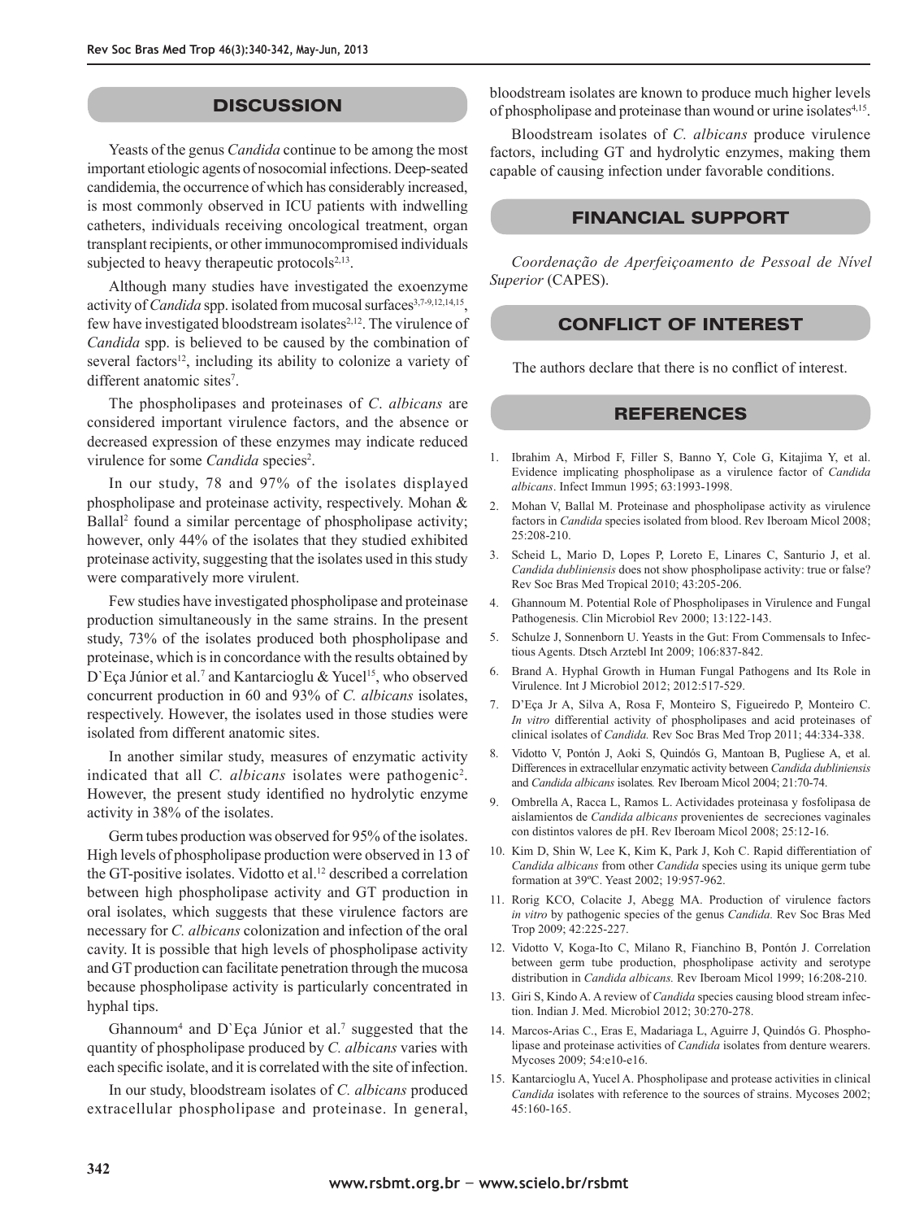## DISCUSSION

Yeasts of the genus *Candida* continue to be among the most important etiologic agents of nosocomial infections. Deep-seated candidemia, the occurrence of which has considerably increased, is most commonly observed in ICU patients with indwelling catheters, individuals receiving oncological treatment, organ transplant recipients, or other immunocompromised individuals subjected to heavy therapeutic protocols[2,13].

Although many studies have investigated the exoenzyme activity of *Candida* spp. isolated from mucosal surfaces[3,7-9,12,14,15], few have investigated bloodstream isolates[2,12]. The virulence of *Candida* spp. is believed to be caused by the combination of several factors[12], including its ability to colonize a variety of different anatomic sites[7].

The phospholipases and proteinases of *C*. *albicans* are considered important virulence factors, and the absence or decreased expression of these enzymes may indicate reduced virulence for some *Candida* species[2].

In our study, 78 and 97% of the isolates displayed phospholipase and proteinase activity, respectively. Mohan & Ballal[2] found a similar percentage of phospholipase activity; however, only 44% of the isolates that they studied exhibited proteinase activity, suggesting that the isolates used in this study were comparatively more virulent.

Few studies have investigated phospholipase and proteinase production simultaneously in the same strains. In the present study, 73% of the isolates produced both phospholipase and proteinase, which is in concordance with the results obtained by D`Eça Júnior et al.[7] and Kantarcioglu & Yucel[15], who observed concurrent production in 60 and 93% of *C. albicans* isolates, respectively. However, the isolates used in those studies were isolated from different anatomic sites.

In another similar study, measures of enzymatic activity indicated that all *C. albicans* isolates were pathogenic[2]. However, the present study identified no hydrolytic enzyme activity in 38% of the isolates.

Germ tubes production was observed for 95% of the isolates. High levels of phospholipase production were observed in 13 of the GT-positive isolates. Vidotto et al.[12] described a correlation between high phospholipase activity and GT production in oral isolates, which suggests that these virulence factors are necessary for *C. albicans* colonization and infection of the oral cavity. It is possible that high levels of phospholipase activity and GT production can facilitate penetration through the mucosa because phospholipase activity is particularly concentrated in hyphal tips.

Ghannoum[4] and D`Eça Júnior et al.[7] suggested that the quantity of phospholipase produced by *C. albicans* varies with each specific isolate, and it is correlated with the site of infection.

In our study, bloodstream isolates of *C. albicans* produced extracellular phospholipase and proteinase. In general, bloodstream isolates are known to produce much higher levels of phospholipase and proteinase than wound or urine isolates[4,15].

Bloodstream isolates of *C. albicans* produce virulence factors, including GT and hydrolytic enzymes, making them capable of causing infection under favorable conditions.

## FINANCIAL SUPPORT

*Coordenação de Aperfeiçoamento de Pessoal de Nível Superior* (CAPES).

## CONFLICT OF INTEREST

The authors declare that there is no conflict of interest.

## REFERENCES

1. Ibrahim A, Mirbod F, Filler S, Banno Y, Cole G, Kitajima Y, et al. Evidence implicating phospholipase as a virulence factor of *Candida albicans*. Infect Immun 1995; 63:1993-1998.
2. Mohan V, Ballal M. Proteinase and phospholipase activity as virulence factors in *Candida* species isolated from blood. Rev Iberoam Micol 2008; 25:208-210.
3. Scheid L, Mario D, Lopes P, Loreto E, Linares C, Santurio J, et al. *Candida dubliniensis* does not show phospholipase activity: true or false? Rev Soc Bras Med Tropical 2010; 43:205-206.
4. Ghannoum M. Potential Role of Phospholipases in Virulence and Fungal Pathogenesis. Clin Microbiol Rev 2000; 13:122-143.
5. Schulze J, Sonnenborn U. Yeasts in the Gut: From Commensals to Infectious Agents. Dtsch Arztebl Int 2009; 106:837-842.
6. Brand A. Hyphal Growth in Human Fungal Pathogens and Its Role in Virulence. Int J Microbiol 2012; 2012:517-529.
7. D'Eça Jr A, Silva A, Rosa F, Monteiro S, Figueiredo P, Monteiro C. *In vitro* differential activity of phospholipases and acid proteinases of clinical isolates of *Candida.* Rev Soc Bras Med Trop 2011; 44:334-338.
8. Vidotto V, Pontón J, Aoki S, Quindós G, Mantoan B, Pugliese A, et al. Differences in extracellular enzymatic activity between *Candida dubliniensis* and *Candida albicans* isolates*.* Rev Iberoam Micol 2004; 21:70-74.
9. Ombrella A, Racca L, Ramos L. Actividades proteinasa y fosfolipasa de aislamientos de *Candida albicans* provenientes de secreciones vaginales con distintos valores de pH. Rev Iberoam Micol 2008; 25:12-16.
10. Kim D, Shin W, Lee K, Kim K, Park J, Koh C. Rapid differentiation of *Candida albicans* from other *Candida* species using its unique germ tube formation at 39ºC. Yeast 2002; 19:957-962.
11. Rorig KCO, Colacite J, Abegg MA. Production of virulence factors *in vitro* by pathogenic species of the genus *Candida.* Rev Soc Bras Med Trop 2009; 42:225-227.
12. Vidotto V, Koga-Ito C, Milano R, Fianchino B, Pontón J. Correlation between germ tube production, phospholipase activity and serotype distribution in *Candida albicans.* Rev Iberoam Micol 1999; 16:208-210.
13. Giri S, Kindo A. A review of *Candida* species causing blood stream infection. Indian J. Med. Microbiol 2012; 30:270-278.
14. Marcos-Arias C., Eras E, Madariaga L, Aguirre J, Quindós G. Phospholipase and proteinase activities of *Candida* isolates from denture wearers. Mycoses 2009; 54:e10-e16.
15. Kantarcioglu A, Yucel A. Phospholipase and protease activities in clinical *Candida* isolates with reference to the sources of strains. Mycoses 2002; 45:160-165.